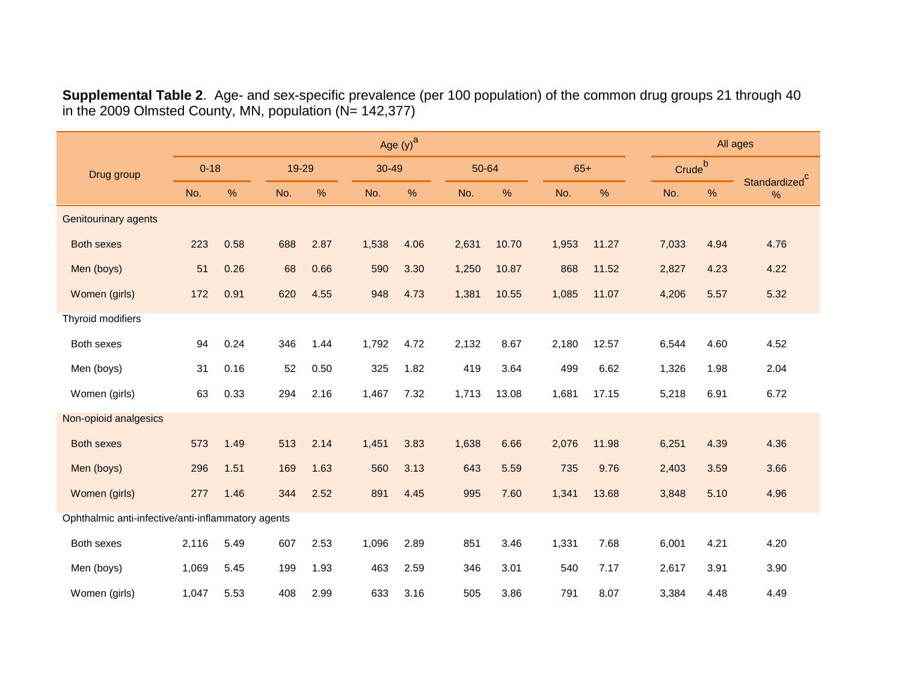**Supplemental Table 2**. Age- and sex-specific prevalence (per 100 population) of the common drug groups 21 through 40 in the 2009 Olmsted County, MN, population (N= 142,377)

| Drug group | Age (y)[a] | | | | | | | | | | All ages | | |
|---|---|---|---|---|---|---|---|---|---|---|---|---|---|
| | 0-18 | | 19-29 | | 30-49 | | 50-64 | | 65+ | | Crude[b] | | Standardized[c] |
| | No. | % | No. | % | No. | % | No. | % | No. | % | No. | % | % |
| Genitourinary agents | | | | | | | | | | | | | |
| Both sexes | 223 | 0.58 | 688 | 2.87 | 1,538 | 4.06 | 2,631 | 10.70 | 1,953 | 11.27 | 7,033 | 4.94 | 4.76 |
| Men (boys) | 51 | 0.26 | 68 | 0.66 | 590 | 3.30 | 1,250 | 10.87 | 868 | 11.52 | 2,827 | 4.23 | 4.22 |
| Women (girls) | 172 | 0.91 | 620 | 4.55 | 948 | 4.73 | 1,381 | 10.55 | 1,085 | 11.07 | 4,206 | 5.57 | 5.32 |
| Thyroid modifiers | | | | | | | | | | | | | |
| Both sexes | 94 | 0.24 | 346 | 1.44 | 1,792 | 4.72 | 2,132 | 8.67 | 2,180 | 12.57 | 6,544 | 4.60 | 4.52 |
| Men (boys) | 31 | 0.16 | 52 | 0.50 | 325 | 1.82 | 419 | 3.64 | 499 | 6.62 | 1,326 | 1.98 | 2.04 |
| Women (girls) | 63 | 0.33 | 294 | 2.16 | 1,467 | 7.32 | 1,713 | 13.08 | 1,681 | 17.15 | 5,218 | 6.91 | 6.72 |
| Non-opioid analgesics | | | | | | | | | | | | | |
| Both sexes | 573 | 1.49 | 513 | 2.14 | 1,451 | 3.83 | 1,638 | 6.66 | 2,076 | 11.98 | 6,251 | 4.39 | 4.36 |
| Men (boys) | 296 | 1.51 | 169 | 1.63 | 560 | 3.13 | 643 | 5.59 | 735 | 9.76 | 2,403 | 3.59 | 3.66 |
| Women (girls) | 277 | 1.46 | 344 | 2.52 | 891 | 4.45 | 995 | 7.60 | 1,341 | 13.68 | 3,848 | 5.10 | 4.96 |
| Ophthalmic anti-infective/anti-inflammatory agents | | | | | | | | | | | | | |
| Both sexes | 2,116 | 5.49 | 607 | 2.53 | 1,096 | 2.89 | 851 | 3.46 | 1,331 | 7.68 | 6,001 | 4.21 | 4.20 |
| Men (boys) | 1,069 | 5.45 | 199 | 1.93 | 463 | 2.59 | 346 | 3.01 | 540 | 7.17 | 2,617 | 3.91 | 3.90 |
| Women (girls) | 1,047 | 5.53 | 408 | 2.99 | 633 | 3.16 | 505 | 3.86 | 791 | 8.07 | 3,384 | 4.48 | 4.49 |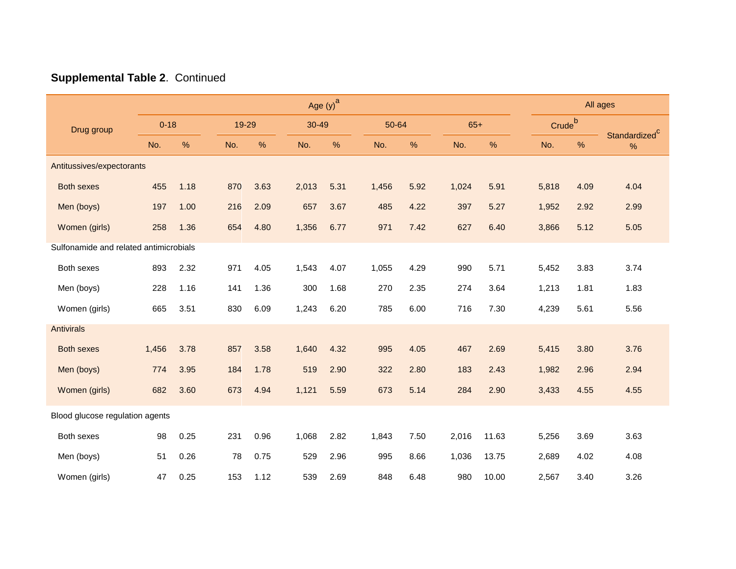**Supplemental Table 2**. Continued

| Drug group | Age (y)[a] | | | | | | | | | | All ages | | |
|---|---|---|---|---|---|---|---|---|---|---|---|---|---|
| | 0-18 | | 19-29 | | 30-49 | | 50-64 | | 65+ | | Crude[b] | | Standardized[c] |
| | No. | % | No. | % | No. | % | No. | % | No. | % | No. | % | % |
| Antitussives/expectorants | | | | | | | | | | | | | |
| Both sexes | 455 | 1.18 | 870 | 3.63 | 2,013 | 5.31 | 1,456 | 5.92 | 1,024 | 5.91 | 5,818 | 4.09 | 4.04 |
| Men (boys) | 197 | 1.00 | 216 | 2.09 | 657 | 3.67 | 485 | 4.22 | 397 | 5.27 | 1,952 | 2.92 | 2.99 |
| Women (girls) | 258 | 1.36 | 654 | 4.80 | 1,356 | 6.77 | 971 | 7.42 | 627 | 6.40 | 3,866 | 5.12 | 5.05 |
| Sulfonamide and related antimicrobials | | | | | | | | | | | | | |
| Both sexes | 893 | 2.32 | 971 | 4.05 | 1,543 | 4.07 | 1,055 | 4.29 | 990 | 5.71 | 5,452 | 3.83 | 3.74 |
| Men (boys) | 228 | 1.16 | 141 | 1.36 | 300 | 1.68 | 270 | 2.35 | 274 | 3.64 | 1,213 | 1.81 | 1.83 |
| Women (girls) | 665 | 3.51 | 830 | 6.09 | 1,243 | 6.20 | 785 | 6.00 | 716 | 7.30 | 4,239 | 5.61 | 5.56 |
| Antivirals | | | | | | | | | | | | | |
| Both sexes | 1,456 | 3.78 | 857 | 3.58 | 1,640 | 4.32 | 995 | 4.05 | 467 | 2.69 | 5,415 | 3.80 | 3.76 |
| Men (boys) | 774 | 3.95 | 184 | 1.78 | 519 | 2.90 | 322 | 2.80 | 183 | 2.43 | 1,982 | 2.96 | 2.94 |
| Women (girls) | 682 | 3.60 | 673 | 4.94 | 1,121 | 5.59 | 673 | 5.14 | 284 | 2.90 | 3,433 | 4.55 | 4.55 |
| Blood glucose regulation agents | | | | | | | | | | | | | |
| Both sexes | 98 | 0.25 | 231 | 0.96 | 1,068 | 2.82 | 1,843 | 7.50 | 2,016 | 11.63 | 5,256 | 3.69 | 3.63 |
| Men (boys) | 51 | 0.26 | 78 | 0.75 | 529 | 2.96 | 995 | 8.66 | 1,036 | 13.75 | 2,689 | 4.02 | 4.08 |
| Women (girls) | 47 | 0.25 | 153 | 1.12 | 539 | 2.69 | 848 | 6.48 | 980 | 10.00 | 2,567 | 3.40 | 3.26 |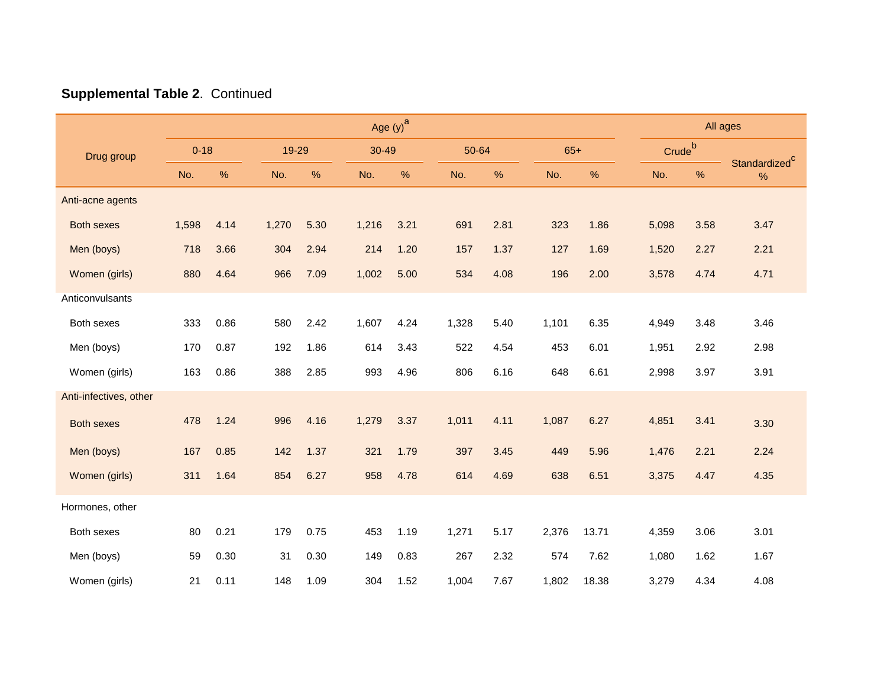**Supplemental Table 2**. Continued

| Drug group | Age (y)[a] | | | | | | | | | | All ages | | |
|---|---|---|---|---|---|---|---|---|---|---|---|---|---|
| | 0-18 | | 19-29 | | 30-49 | | 50-64 | | 65+ | | Crude[b] | | Standardized[c] |
| | No. | % | No. | % | No. | % | No. | % | No. | % | No. | % | % |
| Anti-acne agents | | | | | | | | | | | | | |
| Both sexes | 1,598 | 4.14 | 1,270 | 5.30 | 1,216 | 3.21 | 691 | 2.81 | 323 | 1.86 | 5,098 | 3.58 | 3.47 |
| Men (boys) | 718 | 3.66 | 304 | 2.94 | 214 | 1.20 | 157 | 1.37 | 127 | 1.69 | 1,520 | 2.27 | 2.21 |
| Women (girls) | 880 | 4.64 | 966 | 7.09 | 1,002 | 5.00 | 534 | 4.08 | 196 | 2.00 | 3,578 | 4.74 | 4.71 |
| Anticonvulsants | | | | | | | | | | | | | |
| Both sexes | 333 | 0.86 | 580 | 2.42 | 1,607 | 4.24 | 1,328 | 5.40 | 1,101 | 6.35 | 4,949 | 3.48 | 3.46 |
| Men (boys) | 170 | 0.87 | 192 | 1.86 | 614 | 3.43 | 522 | 4.54 | 453 | 6.01 | 1,951 | 2.92 | 2.98 |
| Women (girls) | 163 | 0.86 | 388 | 2.85 | 993 | 4.96 | 806 | 6.16 | 648 | 6.61 | 2,998 | 3.97 | 3.91 |
| Anti-infectives, other | | | | | | | | | | | | | |
| Both sexes | 478 | 1.24 | 996 | 4.16 | 1,279 | 3.37 | 1,011 | 4.11 | 1,087 | 6.27 | 4,851 | 3.41 | 3.30 |
| Men (boys) | 167 | 0.85 | 142 | 1.37 | 321 | 1.79 | 397 | 3.45 | 449 | 5.96 | 1,476 | 2.21 | 2.24 |
| Women (girls) | 311 | 1.64 | 854 | 6.27 | 958 | 4.78 | 614 | 4.69 | 638 | 6.51 | 3,375 | 4.47 | 4.35 |
| Hormones, other | | | | | | | | | | | | | |
| Both sexes | 80 | 0.21 | 179 | 0.75 | 453 | 1.19 | 1,271 | 5.17 | 2,376 | 13.71 | 4,359 | 3.06 | 3.01 |
| Men (boys) | 59 | 0.30 | 31 | 0.30 | 149 | 0.83 | 267 | 2.32 | 574 | 7.62 | 1,080 | 1.62 | 1.67 |
| Women (girls) | 21 | 0.11 | 148 | 1.09 | 304 | 1.52 | 1,004 | 7.67 | 1,802 | 18.38 | 3,279 | 4.34 | 4.08 |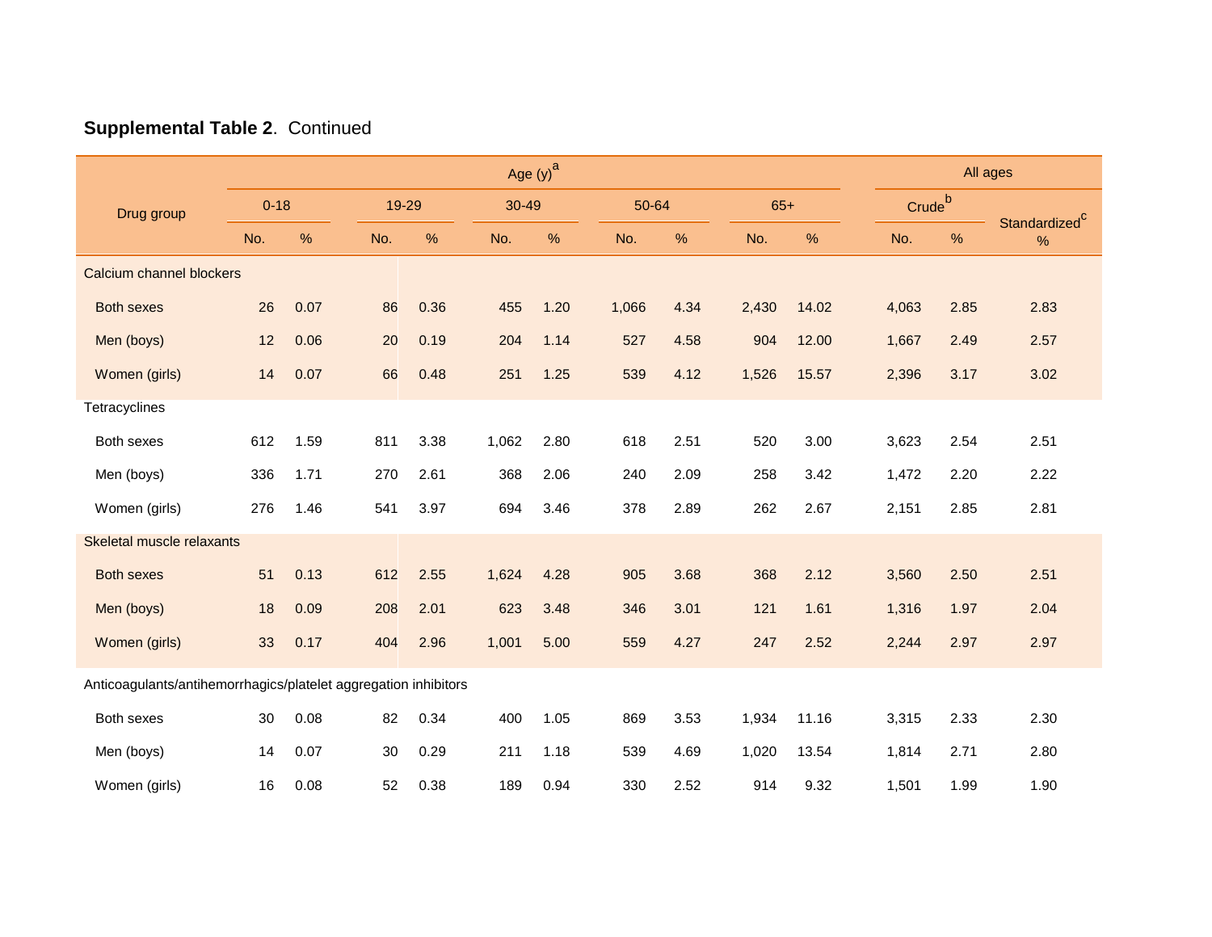**Supplemental Table 2**. Continued

| Drug group | Age (y)[a] | | | | | | | | | | All ages | | |
|---|---|---|---|---|---|---|---|---|---|---|---|---|---|
| | 0-18 | | 19-29 | | 30-49 | | 50-64 | | 65+ | | Crude[b] | | Standardized[c] |
| | No. | % | No. | % | No. | % | No. | % | No. | % | No. | % | % |
| Calcium channel blockers | | | | | | | | | | | | | |
| Both sexes | 26 | 0.07 | 86 | 0.36 | 455 | 1.20 | 1,066 | 4.34 | 2,430 | 14.02 | 4,063 | 2.85 | 2.83 |
| Men (boys) | 12 | 0.06 | 20 | 0.19 | 204 | 1.14 | 527 | 4.58 | 904 | 12.00 | 1,667 | 2.49 | 2.57 |
| Women (girls) | 14 | 0.07 | 66 | 0.48 | 251 | 1.25 | 539 | 4.12 | 1,526 | 15.57 | 2,396 | 3.17 | 3.02 |
| Tetracyclines | | | | | | | | | | | | | |
| Both sexes | 612 | 1.59 | 811 | 3.38 | 1,062 | 2.80 | 618 | 2.51 | 520 | 3.00 | 3,623 | 2.54 | 2.51 |
| Men (boys) | 336 | 1.71 | 270 | 2.61 | 368 | 2.06 | 240 | 2.09 | 258 | 3.42 | 1,472 | 2.20 | 2.22 |
| Women (girls) | 276 | 1.46 | 541 | 3.97 | 694 | 3.46 | 378 | 2.89 | 262 | 2.67 | 2,151 | 2.85 | 2.81 |
| Skeletal muscle relaxants | | | | | | | | | | | | | |
| Both sexes | 51 | 0.13 | 612 | 2.55 | 1,624 | 4.28 | 905 | 3.68 | 368 | 2.12 | 3,560 | 2.50 | 2.51 |
| Men (boys) | 18 | 0.09 | 208 | 2.01 | 623 | 3.48 | 346 | 3.01 | 121 | 1.61 | 1,316 | 1.97 | 2.04 |
| Women (girls) | 33 | 0.17 | 404 | 2.96 | 1,001 | 5.00 | 559 | 4.27 | 247 | 2.52 | 2,244 | 2.97 | 2.97 |
| Anticoagulants/antihemorrhagics/platelet aggregation inhibitors | | | | | | | | | | | | | |
| Both sexes | 30 | 0.08 | 82 | 0.34 | 400 | 1.05 | 869 | 3.53 | 1,934 | 11.16 | 3,315 | 2.33 | 2.30 |
| Men (boys) | 14 | 0.07 | 30 | 0.29 | 211 | 1.18 | 539 | 4.69 | 1,020 | 13.54 | 1,814 | 2.71 | 2.80 |
| Women (girls) | 16 | 0.08 | 52 | 0.38 | 189 | 0.94 | 330 | 2.52 | 914 | 9.32 | 1,501 | 1.99 | 1.90 |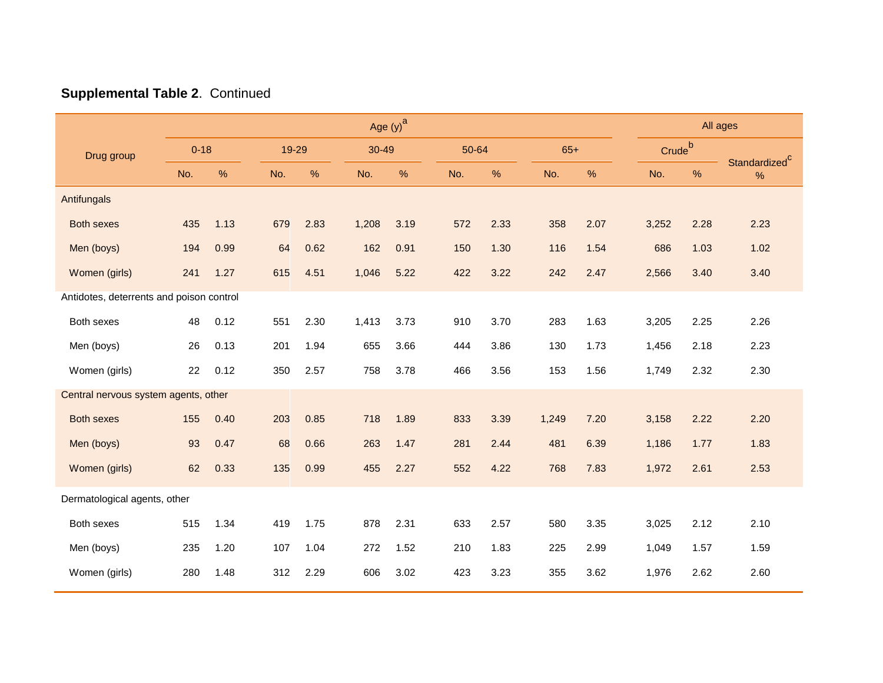**Supplemental Table 2**. Continued

| Drug group | Age (y)[a] | | | | | | | | | | All ages | | |
|---|---|---|---|---|---|---|---|---|---|---|---|---|---|
| | 0-18 | | 19-29 | | 30-49 | | 50-64 | | 65+ | | Crude[b] | | Standardized[c] |
| | No. | % | No. | % | No. | % | No. | % | No. | % | No. | % | % |
| Antifungals | | | | | | | | | | | | | |
| Both sexes | 435 | 1.13 | 679 | 2.83 | 1,208 | 3.19 | 572 | 2.33 | 358 | 2.07 | 3,252 | 2.28 | 2.23 |
| Men (boys) | 194 | 0.99 | 64 | 0.62 | 162 | 0.91 | 150 | 1.30 | 116 | 1.54 | 686 | 1.03 | 1.02 |
| Women (girls) | 241 | 1.27 | 615 | 4.51 | 1,046 | 5.22 | 422 | 3.22 | 242 | 2.47 | 2,566 | 3.40 | 3.40 |
| Antidotes, deterrents and poison control | | | | | | | | | | | | | |
| Both sexes | 48 | 0.12 | 551 | 2.30 | 1,413 | 3.73 | 910 | 3.70 | 283 | 1.63 | 3,205 | 2.25 | 2.26 |
| Men (boys) | 26 | 0.13 | 201 | 1.94 | 655 | 3.66 | 444 | 3.86 | 130 | 1.73 | 1,456 | 2.18 | 2.23 |
| Women (girls) | 22 | 0.12 | 350 | 2.57 | 758 | 3.78 | 466 | 3.56 | 153 | 1.56 | 1,749 | 2.32 | 2.30 |
| Central nervous system agents, other | | | | | | | | | | | | | |
| Both sexes | 155 | 0.40 | 203 | 0.85 | 718 | 1.89 | 833 | 3.39 | 1,249 | 7.20 | 3,158 | 2.22 | 2.20 |
| Men (boys) | 93 | 0.47 | 68 | 0.66 | 263 | 1.47 | 281 | 2.44 | 481 | 6.39 | 1,186 | 1.77 | 1.83 |
| Women (girls) | 62 | 0.33 | 135 | 0.99 | 455 | 2.27 | 552 | 4.22 | 768 | 7.83 | 1,972 | 2.61 | 2.53 |
| Dermatological agents, other | | | | | | | | | | | | | |
| Both sexes | 515 | 1.34 | 419 | 1.75 | 878 | 2.31 | 633 | 2.57 | 580 | 3.35 | 3,025 | 2.12 | 2.10 |
| Men (boys) | 235 | 1.20 | 107 | 1.04 | 272 | 1.52 | 210 | 1.83 | 225 | 2.99 | 1,049 | 1.57 | 1.59 |
| Women (girls) | 280 | 1.48 | 312 | 2.29 | 606 | 3.02 | 423 | 3.23 | 355 | 3.62 | 1,976 | 2.62 | 2.60 |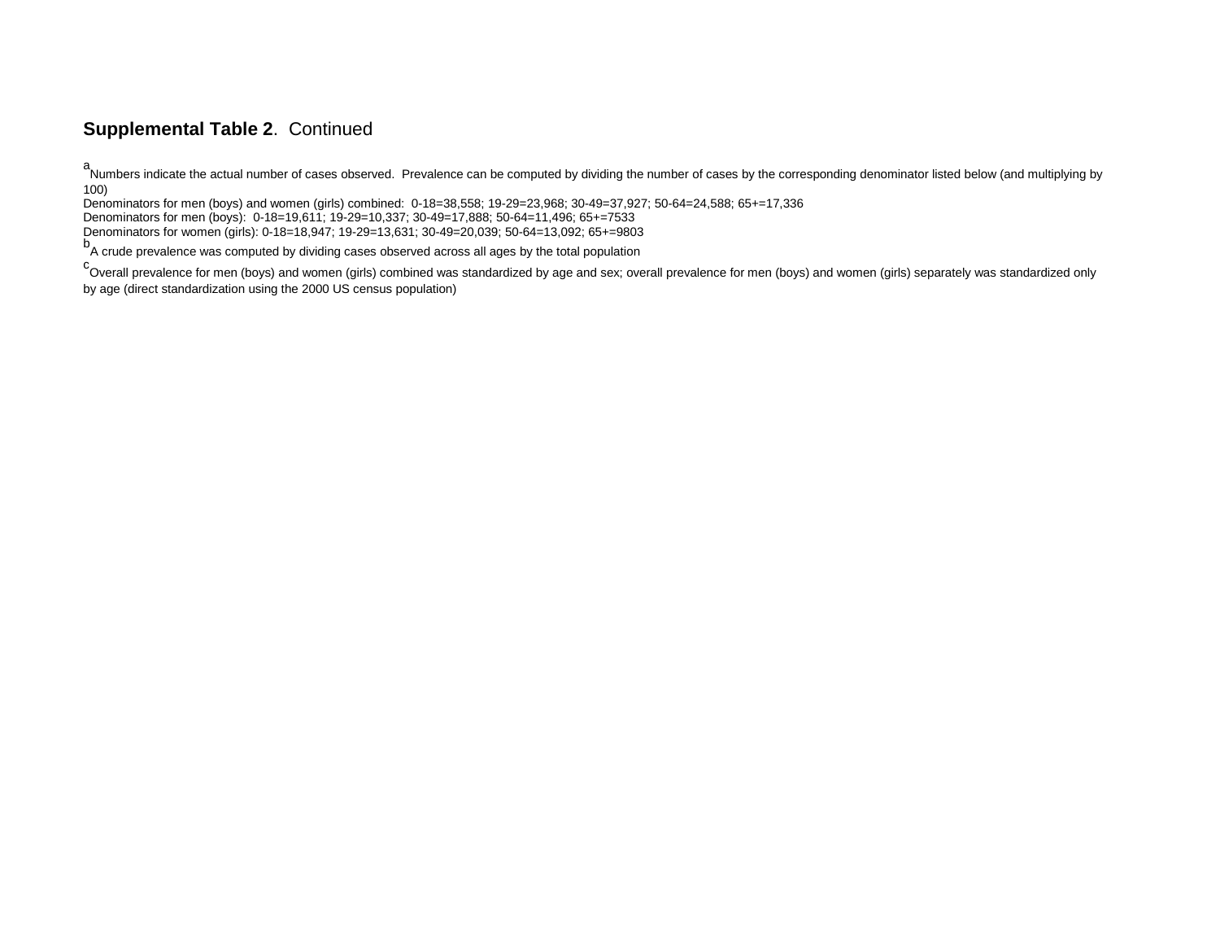**Supplemental Table 2**. Continued

[a]Numbers indicate the actual number of cases observed. Prevalence can be computed by dividing the number of cases by the corresponding denominator listed below (and multiplying by 100)
Denominators for men (boys) and women (girls) combined: 0-18=38,558; 19-29=23,968; 30-49=37,927; 50-64=24,588; 65+=17,336
Denominators for men (boys): 0-18=19,611; 19-29=10,337; 30-49=17,888; 50-64=11,496; 65+=7533
Denominators for women (girls): 0-18=18,947; 19-29=13,631; 30-49=20,039; 50-64=13,092; 65+=9803
[b]A crude prevalence was computed by dividing cases observed across all ages by the total population
[c]Overall prevalence for men (boys) and women (girls) combined was standardized by age and sex; overall prevalence for men (boys) and women (girls) separately was standardized only by age (direct standardization using the 2000 US census population)